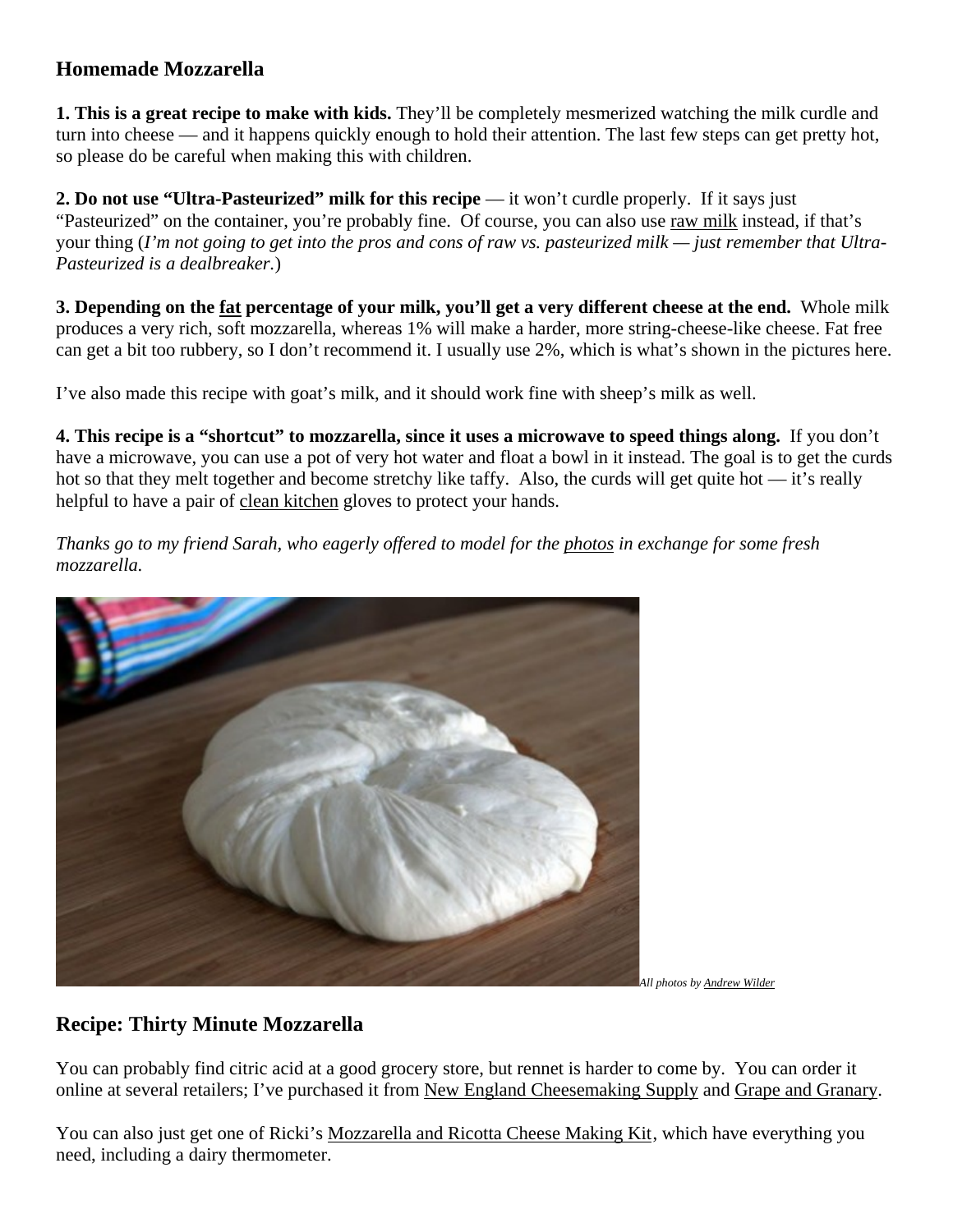## Homemade Mozzarella

**1. This is a great recipe to make with kids.** They'll be completely mesmerized watching the milk curdle and turn into cheese — and it happens quickly enough to hold their attention. The last few steps can get pretty hot, so please do be careful when making this with children.

**2. Do not use "Ultra-Pasteurized" milk for this recipe** — it won't curdle properly. If it says just "Pasteurized" on the container, you're probably fine. Of course, you can also use raw milk instead, if that's your thing (*I'm not going to get into the pros and cons of raw vs. pasteurized milk — just remember that Ultra-Pasteurized is a dealbreaker.*)

**3. Depending on the fat percentage of your milk, you'll get a very different cheese at the end.** Whole milk produces a very rich, soft mozzarella, whereas 1% will make a harder, more string-cheese-like cheese. Fat free can get a bit too rubbery, so I don't recommend it. I usually use 2%, which is what's shown in the pictures here.

I've also made this recipe with goat's milk, and it should work fine with sheep's milk as well.

**4. This recipe is a "shortcut" to mozzarella, since it uses a microwave to speed things along.** If you don't have a microwave, you can use a pot of very hot water and float a bowl in it instead. The goal is to get the curds hot so that they melt together and become stretchy like taffy. Also, the curds will get quite hot — it's really helpful to have a pair of clean kitchen gloves to protect your hands.

*Thanks go to my friend Sarah, who eagerly offered to model for the photos in exchange for some fresh mozzarella.*

*All photos by Andrew Wilder*

## Recipe: Thirty Minute Mozzarella

You can probably find citric acid at a good grocery store, but rennet is harder to come by. You can order it online at several retailers; I've purchased it from New England Cheesemaking Supply and Grape and Granary.

You can also just get one of Ricki's Mozzarella and Ricotta Cheese Making Kit, which have everything you need, including a dairy thermometer.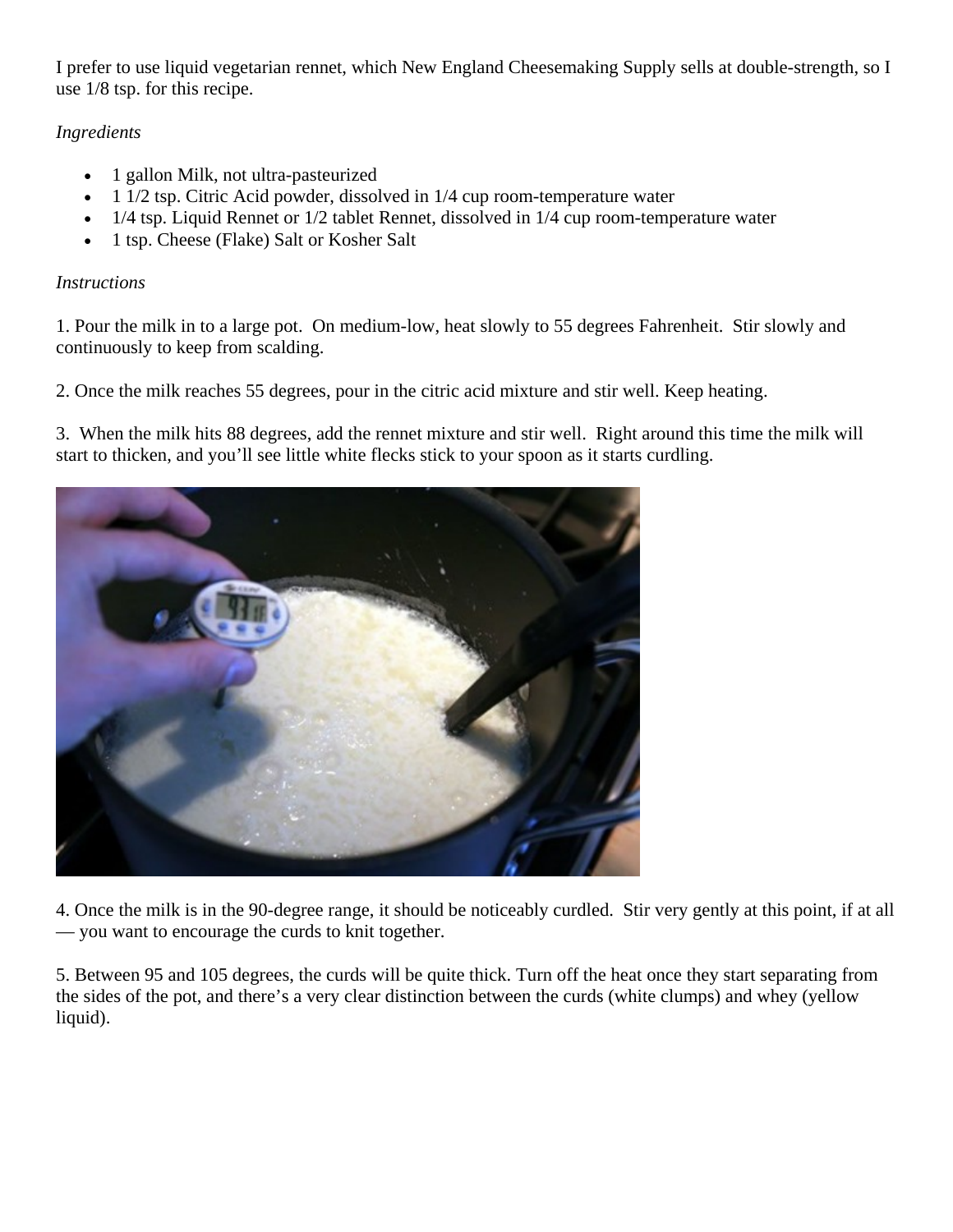I prefer to use liquid vegetarian rennet, which New England Cheesemaking Supply sells at double-strength, so I use 1/8 tsp. for this recipe.

*Ingredients*

- 1 gallon Milk, not ultra-pasteurized
- 1 1/2 tsp. Citric Acid powder, dissolved in 1/4 cup room-temperature water
- 1/4 tsp. Liquid Rennet or 1/2 tablet Rennet, dissolved in 1/4 cup room-temperature water
- 1 tsp. Cheese (Flake) Salt or Kosher Salt

*Instructions*

1. Pour the milk in to a large pot. On medium-low, heat slowly to 55 degrees Fahrenheit. Stir slowly and continuously to keep from scalding.

2. Once the milk reaches 55 degrees, pour in the citric acid mixture and stir well. Keep heating.

3. When the milk hits 88 degrees, add the rennet mixture and stir well. Right around this time the milk will start to thicken, and you'll see little white flecks stick to your spoon as it starts curdling.

4. Once the milk is in the 90-degree range, it should be noticeably curdled. Stir very gently at this point, if at all — you want to encourage the curds to knit together.

5. Between 95 and 105 degrees, the curds will be quite thick. Turn off the heat once they start separating from the sides of the pot, and there's a very clear distinction between the curds (white clumps) and whey (yellow liquid).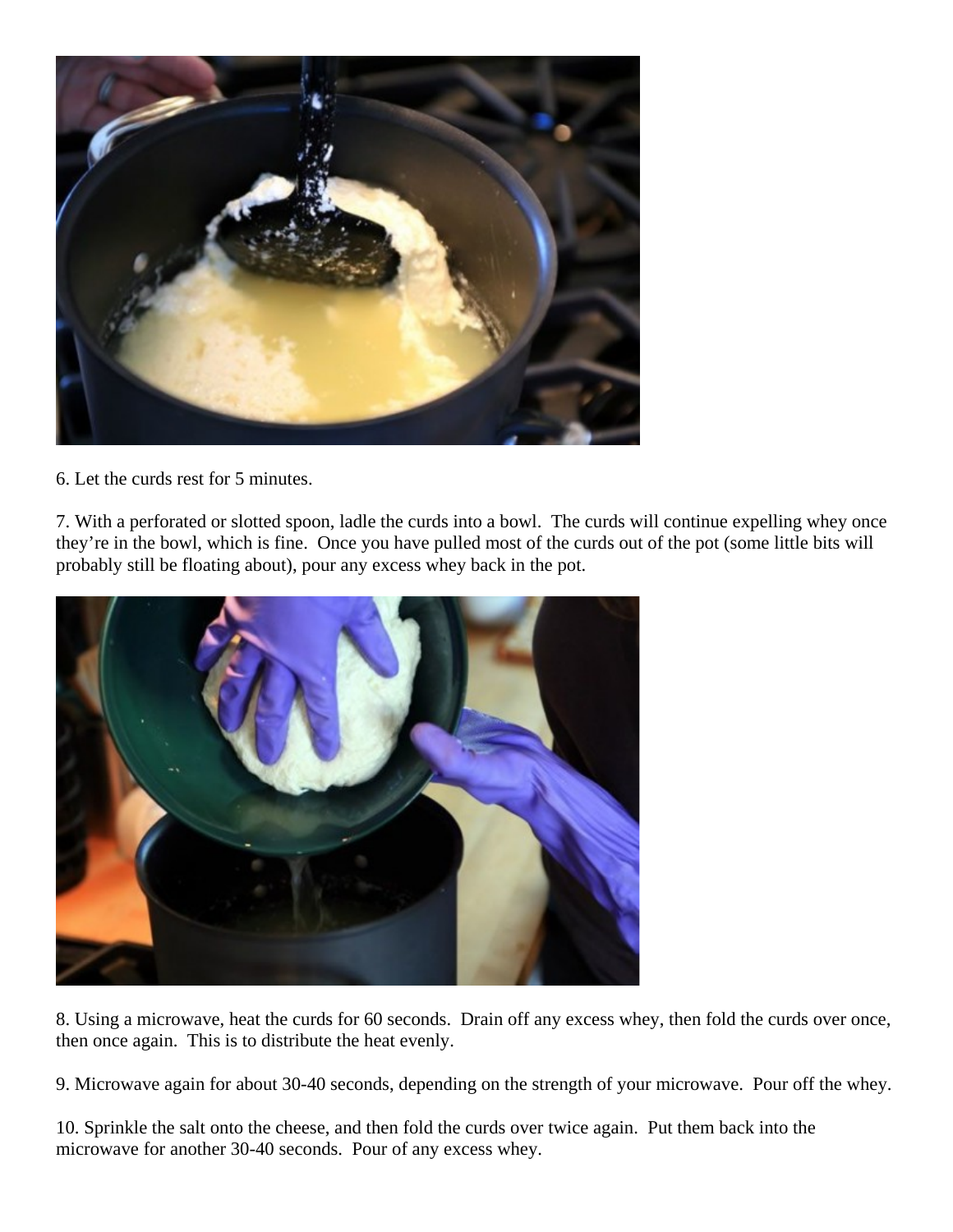6. Let the curds rest for 5 minutes.

7. With a perforated or slotted spoon, ladle the curds into a bowl. The curds will continue expelling whey once they're in the bowl, which is fine. Once you have pulled most of the curds out of the pot (some little bits will probably still be floating about), pour any excess whey back in the pot.

8. Using a microwave, heat the curds for 60 seconds. Drain off any excess whey, then fold the curds over once, then once again. This is to distribute the heat evenly.

9. Microwave again for about 30-40 seconds, depending on the strength of your microwave. Pour off the whey.

10. Sprinkle the salt onto the cheese, and then fold the curds over twice again. Put them back into the microwave for another 30-40 seconds. Pour of any excess whey.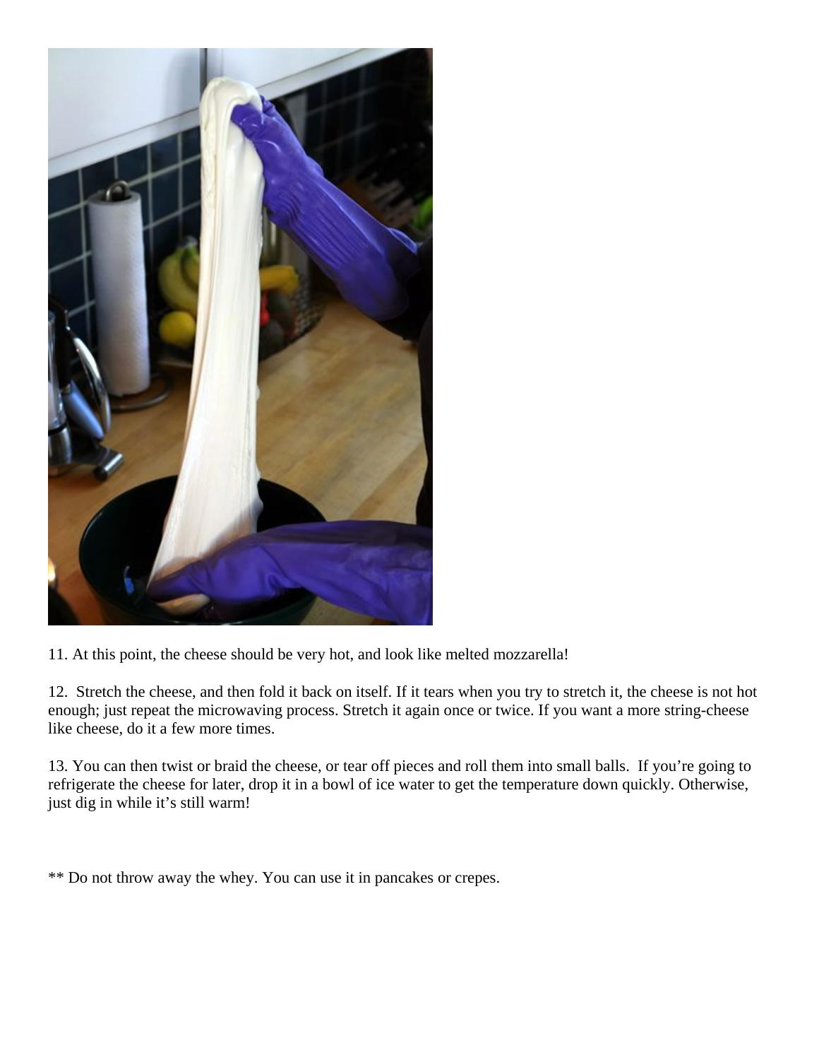11. At this point, the cheese should be very hot, and look like melted mozzarella!

12. Stretch the cheese, and then fold it back on itself. If it tears when you try to stretch it, the cheese is not hot enough; just repeat the microwaving process. Stretch it again once or twice. If you want a more string-cheese like cheese, do it a few more times.

13. You can then twist or braid the cheese, or tear off pieces and roll them into small balls. If you're going to refrigerate the cheese for later, drop it in a bowl of ice water to get the temperature down quickly. Otherwise, just dig in while it's still warm!

** Do not throw away the whey. You can use it in pancakes or crepes.